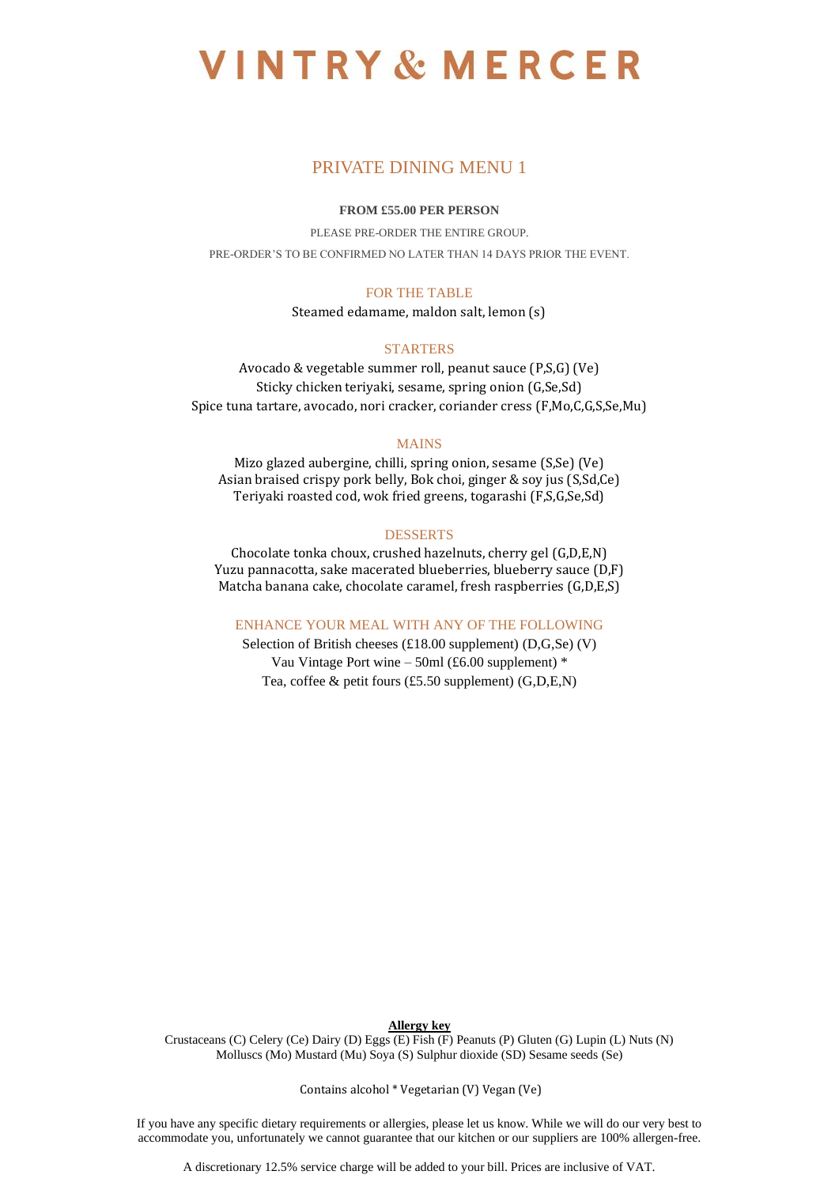# VINTRY & MERCER

## PRIVATE DINING MENU 1

**FROM £55.00 PER PERSON**

PLEASE PRE-ORDER THE ENTIRE GROUP.

PRE-ORDER'S TO BE CONFIRMED NO LATER THAN 14 DAYS PRIOR THE EVENT.

### FOR THE TABLE

Steamed edamame, maldon salt, lemon (s)

### STARTERS

Avocado & vegetable summer roll, peanut sauce (P,S,G) (Ve)

Sticky chicken teriyaki, sesame, spring onion (G,Se,Sd)

Spice tuna tartare, avocado, nori cracker, coriander cress (F,Mo,C,G,S,Se,Mu)

### MAINS

Mizo glazed aubergine, chilli, spring onion, sesame (S,Se) (Ve)

Asian braised crispy pork belly, Bok choi, ginger & soy jus (S,Sd,Ce)

Teriyaki roasted cod, wok fried greens, togarashi (F,S,G,Se,Sd)

### DESSERTS

Chocolate tonka choux, crushed hazelnuts, cherry gel (G,D,E,N)

Yuzu pannacotta, sake macerated blueberries, blueberry sauce (D,F)

Matcha banana cake, chocolate caramel, fresh raspberries (G,D,E,S)

### ENHANCE YOUR MEAL WITH ANY OF THE FOLLOWING

Selection of British cheeses (£18.00 supplement) (D,G,Se) (V)

Vau Vintage Port wine – 50ml (£6.00 supplement) *

Tea, coffee & petit fours (£5.50 supplement) (G,D,E,N)

**Allergy key**

Crustaceans (C) Celery (Ce) Dairy (D) Eggs (E) Fish (F) Peanuts (P) Gluten (G) Lupin (L) Nuts (N) Molluscs (Mo) Mustard (Mu) Soya (S) Sulphur dioxide (SD) Sesame seeds (Se)

Contains alcohol * Vegetarian (V) Vegan (Ve)

If you have any specific dietary requirements or allergies, please let us know. While we will do our very best to accommodate you, unfortunately we cannot guarantee that our kitchen or our suppliers are 100% allergen-free.

A discretionary 12.5% service charge will be added to your bill. Prices are inclusive of VAT.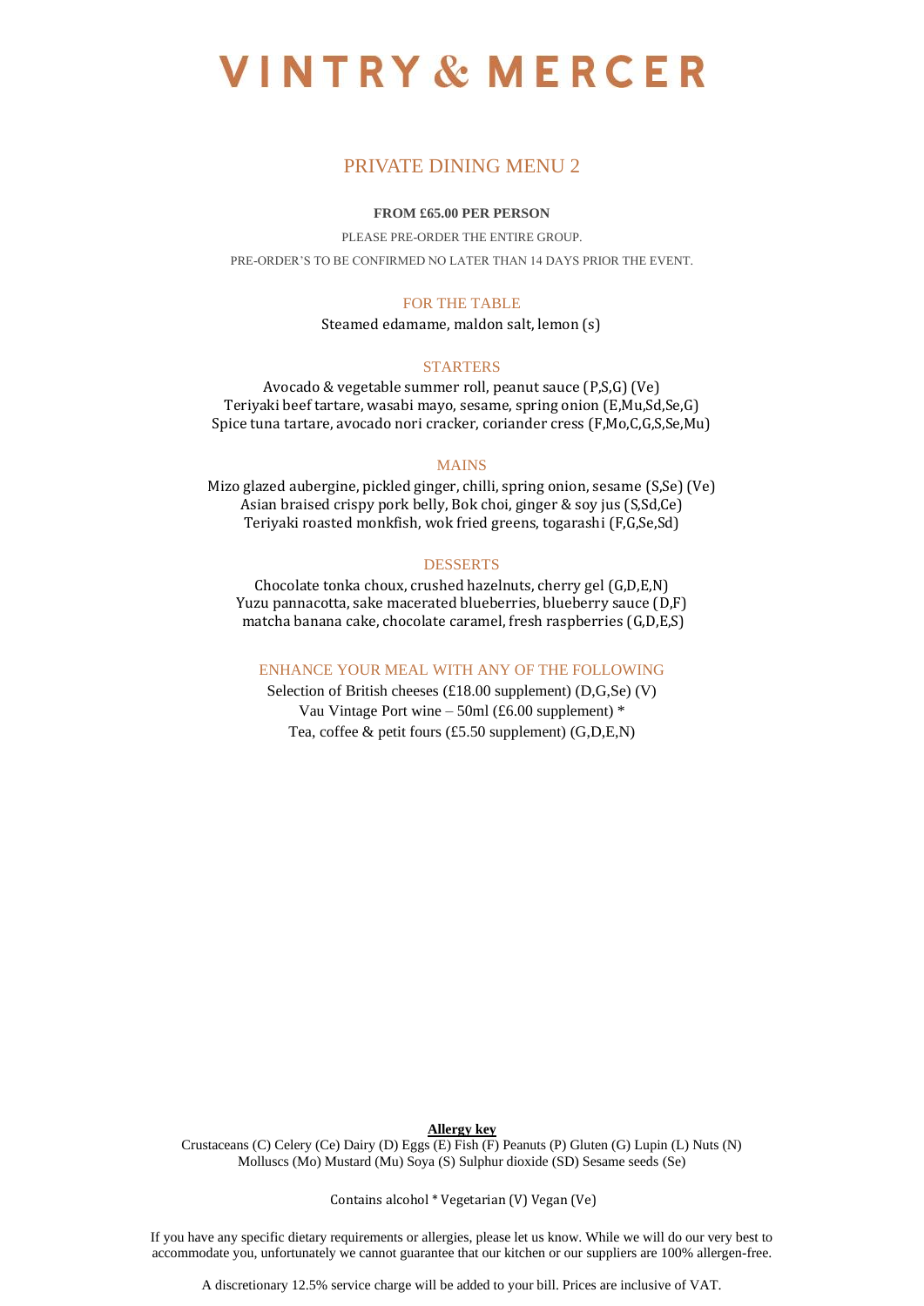# VINTRY & MERCER

## PRIVATE DINING MENU 2

**FROM £65.00 PER PERSON**

PLEASE PRE-ORDER THE ENTIRE GROUP.

PRE-ORDER'S TO BE CONFIRMED NO LATER THAN 14 DAYS PRIOR THE EVENT.

### FOR THE TABLE

Steamed edamame, maldon salt, lemon (s)

### STARTERS

Avocado & vegetable summer roll, peanut sauce (P,S,G) (Ve)
Teriyaki beef tartare, wasabi mayo, sesame, spring onion (E,Mu,Sd,Se,G)
Spice tuna tartare, avocado nori cracker, coriander cress (F,Mo,C,G,S,Se,Mu)

### MAINS

Mizo glazed aubergine, pickled ginger, chilli, spring onion, sesame (S,Se) (Ve)
Asian braised crispy pork belly, Bok choi, ginger & soy jus (S,Sd,Ce)
Teriyaki roasted monkfish, wok fried greens, togarashi (F,G,Se,Sd)

### DESSERTS

Chocolate tonka choux, crushed hazelnuts, cherry gel (G,D,E,N)
Yuzu pannacotta, sake macerated blueberries, blueberry sauce (D,F)
matcha banana cake, chocolate caramel, fresh raspberries (G,D,E,S)

### ENHANCE YOUR MEAL WITH ANY OF THE FOLLOWING

Selection of British cheeses (£18.00 supplement) (D,G,Se) (V)
Vau Vintage Port wine – 50ml (£6.00 supplement) *
Tea, coffee & petit fours (£5.50 supplement) (G,D,E,N)

**Allergy key**

Crustaceans (C) Celery (Ce) Dairy (D) Eggs (E) Fish (F) Peanuts (P) Gluten (G) Lupin (L) Nuts (N)
Molluscs (Mo) Mustard (Mu) Soya (S) Sulphur dioxide (SD) Sesame seeds (Se)

Contains alcohol * Vegetarian (V) Vegan (Ve)

If you have any specific dietary requirements or allergies, please let us know. While we will do our very best to accommodate you, unfortunately we cannot guarantee that our kitchen or our suppliers are 100% allergen-free.

A discretionary 12.5% service charge will be added to your bill. Prices are inclusive of VAT.